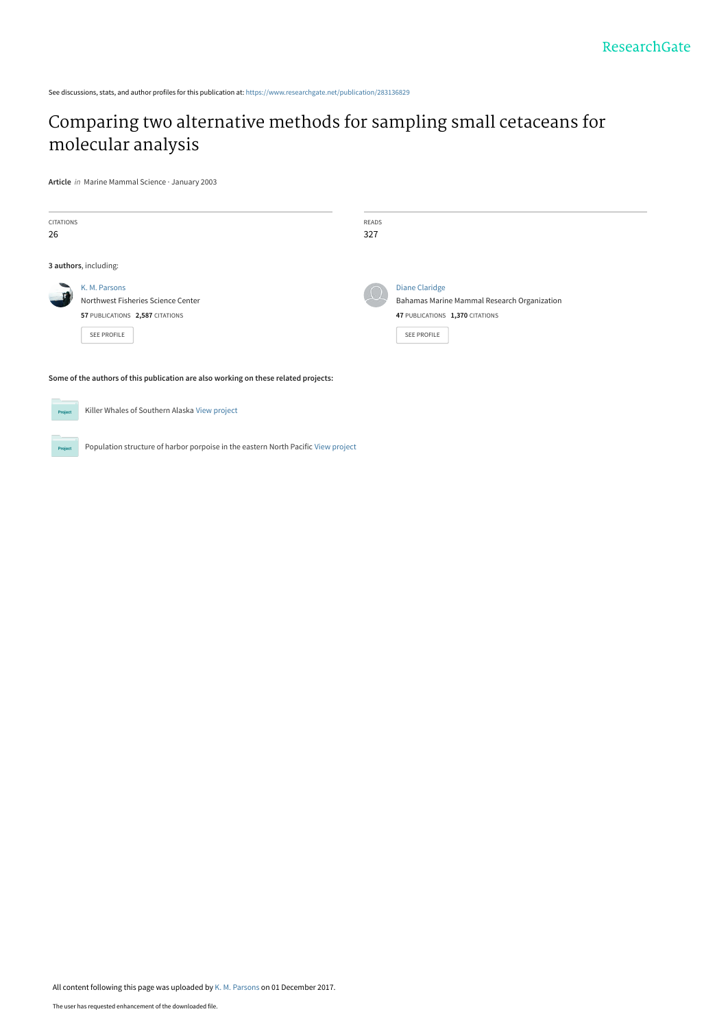See discussions, stats, and author profiles for this publication at: https://www.researchgate.net/publication/283136829

# Comparing two alternative methods for sampling small cetaceans for molecular analysis

**Article** *in* Marine Mammal Science · January 2003

| CITATIONS | READS |
|---|---|
| 26 | 327 |

**3 authors**, including:

**K. M. Parsons**
Northwest Fisheries Science Center
**57** PUBLICATIONS **2,587** CITATIONS

SEE PROFILE

**Diane Claridge**
Bahamas Marine Mammal Research Organization
**47** PUBLICATIONS **1,370** CITATIONS

SEE PROFILE

**Some of the authors of this publication are also working on these related projects:**

Project: Killer Whales of Southern Alaska View project

Project: Population structure of harbor porpoise in the eastern North Pacific View project

All content following this page was uploaded by K. M. Parsons on 01 December 2017.

The user has requested enhancement of the downloaded file.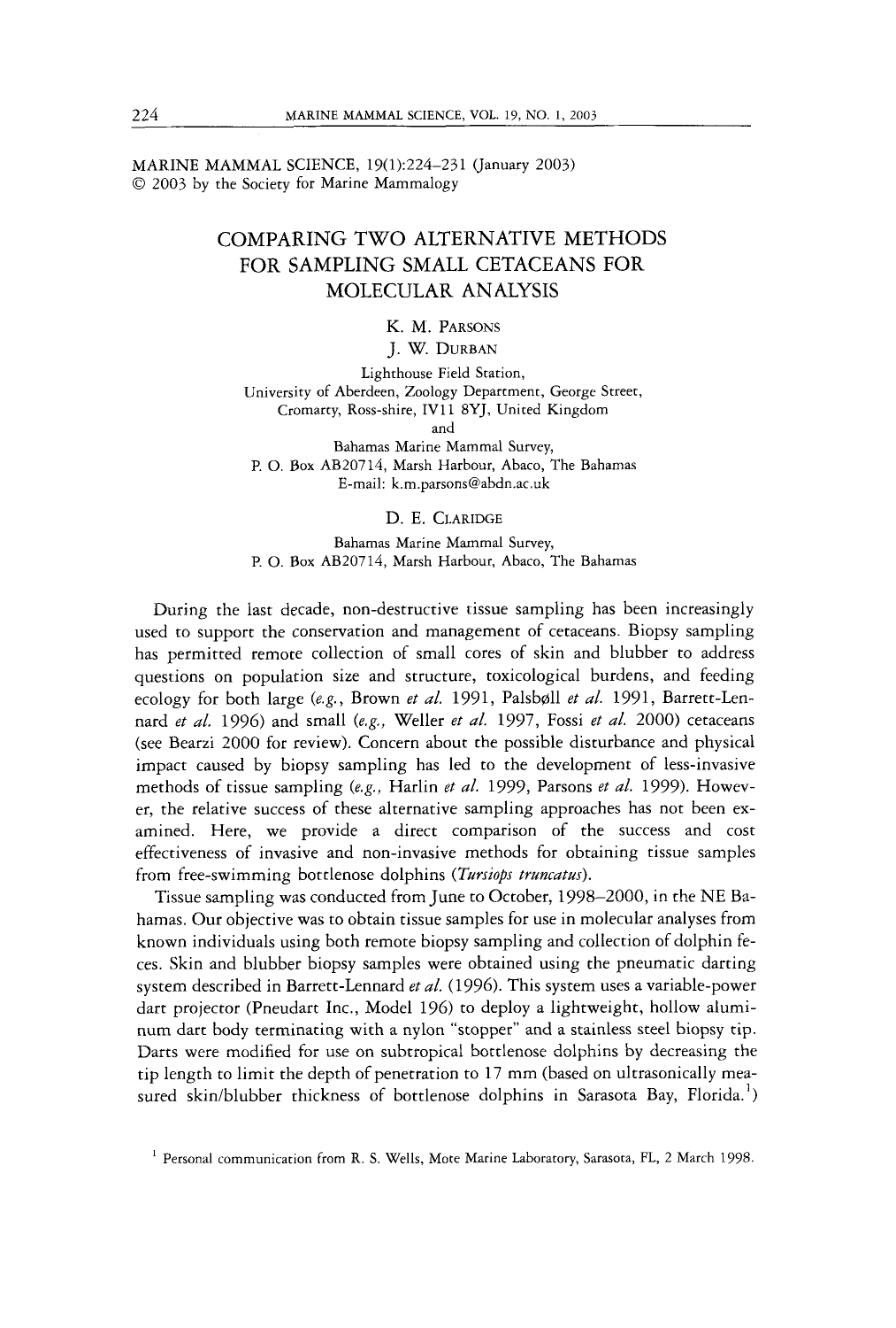MARINE MAMMAL SCIENCE, 19(1):224–231 (January 2003)
© 2003 by the Society for Marine Mammalogy

# COMPARING TWO ALTERNATIVE METHODS FOR SAMPLING SMALL CETACEANS FOR MOLECULAR ANALYSIS

K. M. Parsons
J. W. Durban
Lighthouse Field Station,
University of Aberdeen, Zoology Department, George Street,
Cromarty, Ross-shire, IV11 8YJ, United Kingdom
and
Bahamas Marine Mammal Survey,
P. O. Box AB20714, Marsh Harbour, Abaco, The Bahamas
E-mail: k.m.parsons@abdn.ac.uk

D. E. Claridge
Bahamas Marine Mammal Survey,
P. O. Box AB20714, Marsh Harbour, Abaco, The Bahamas

During the last decade, non-destructive tissue sampling has been increasingly used to support the conservation and management of cetaceans. Biopsy sampling has permitted remote collection of small cores of skin and blubber to address questions on population size and structure, toxicological burdens, and feeding ecology for both large (*e.g.*, Brown *et al.* 1991, Palsbøll *et al.* 1991, Barrett-Lennard *et al.* 1996) and small (*e.g.,* Weller *et al.* 1997, Fossi *et al.* 2000) cetaceans (see Bearzi 2000 for review). Concern about the possible disturbance and physical impact caused by biopsy sampling has led to the development of less-invasive methods of tissue sampling (*e.g.,* Harlin *et al.* 1999, Parsons *et al.* 1999). However, the relative success of these alternative sampling approaches has not been examined. Here, we provide a direct comparison of the success and cost effectiveness of invasive and non-invasive methods for obtaining tissue samples from free-swimming bottlenose dolphins (*Tursiops truncatus*).

Tissue sampling was conducted from June to October, 1998–2000, in the NE Bahamas. Our objective was to obtain tissue samples for use in molecular analyses from known individuals using both remote biopsy sampling and collection of dolphin feces. Skin and blubber biopsy samples were obtained using the pneumatic darting system described in Barrett-Lennard *et al.* (1996). This system uses a variable-power dart projector (Pneudart Inc., Model 196) to deploy a lightweight, hollow aluminum dart body terminating with a nylon "stopper" and a stainless steel biopsy tip. Darts were modified for use on subtropical bottlenose dolphins by decreasing the tip length to limit the depth of penetration to 17 mm (based on ultrasonically measured skin/blubber thickness of bottlenose dolphins in Sarasota Bay, Florida.[1])

[1] Personal communication from R. S. Wells, Mote Marine Laboratory, Sarasota, FL, 2 March 1998.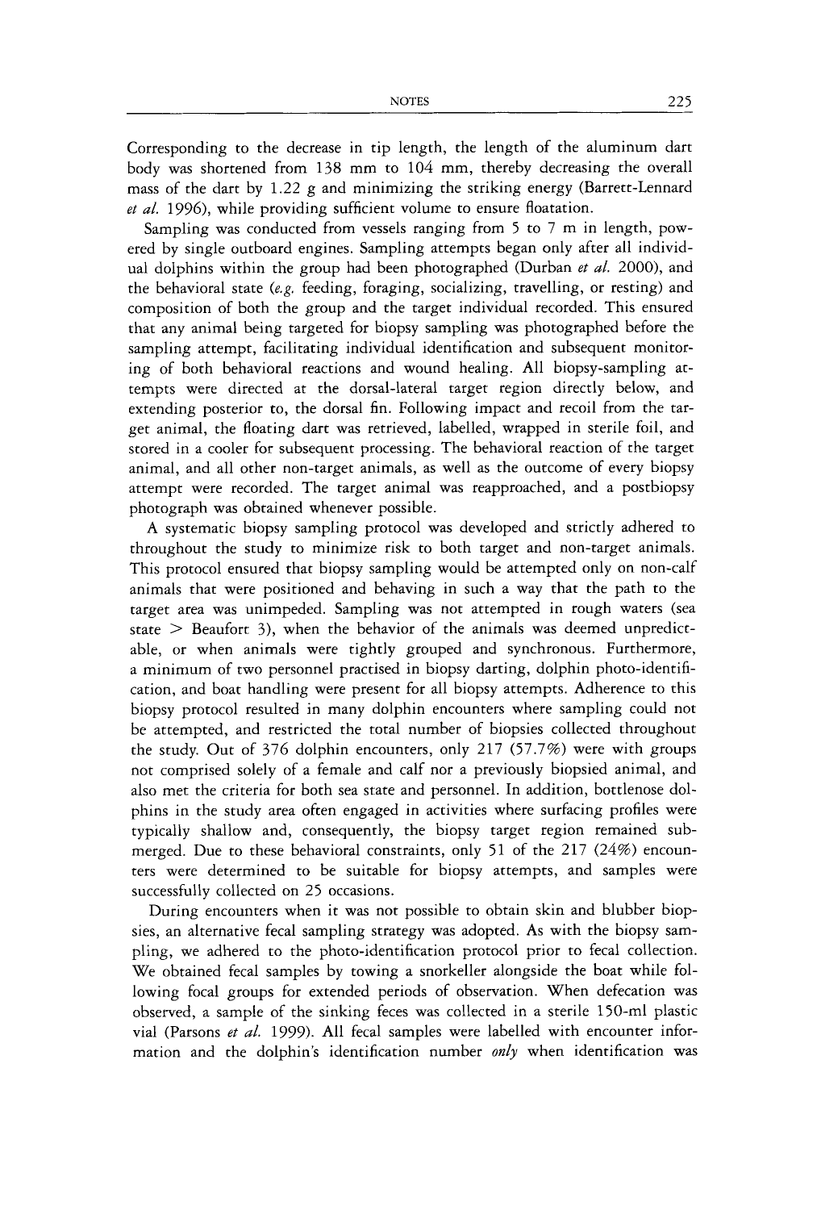Corresponding to the decrease in tip length, the length of the aluminum dart body was shortened from 138 mm to 104 mm, thereby decreasing the overall mass of the dart by 1.22 g and minimizing the striking energy (Barrett-Lennard *et al.* 1996), while providing sufficient volume to ensure floatation.

Sampling was conducted from vessels ranging from 5 to 7 m in length, powered by single outboard engines. Sampling attempts began only after all individual dolphins within the group had been photographed (Durban *et al.* 2000), and the behavioral state (*e.g.* feeding, foraging, socializing, travelling, or resting) and composition of both the group and the target individual recorded. This ensured that any animal being targeted for biopsy sampling was photographed before the sampling attempt, facilitating individual identification and subsequent monitoring of both behavioral reactions and wound healing. All biopsy-sampling attempts were directed at the dorsal-lateral target region directly below, and extending posterior to, the dorsal fin. Following impact and recoil from the target animal, the floating dart was retrieved, labelled, wrapped in sterile foil, and stored in a cooler for subsequent processing. The behavioral reaction of the target animal, and all other non-target animals, as well as the outcome of every biopsy attempt were recorded. The target animal was reapproached, and a postbiopsy photograph was obtained whenever possible.

A systematic biopsy sampling protocol was developed and strictly adhered to throughout the study to minimize risk to both target and non-target animals. This protocol ensured that biopsy sampling would be attempted only on non-calf animals that were positioned and behaving in such a way that the path to the target area was unimpeded. Sampling was not attempted in rough waters (sea state > Beaufort 3), when the behavior of the animals was deemed unpredictable, or when animals were tightly grouped and synchronous. Furthermore, a minimum of two personnel practised in biopsy darting, dolphin photo-identification, and boat handling were present for all biopsy attempts. Adherence to this biopsy protocol resulted in many dolphin encounters where sampling could not be attempted, and restricted the total number of biopsies collected throughout the study. Out of 376 dolphin encounters, only 217 (57.7%) were with groups not comprised solely of a female and calf nor a previously biopsied animal, and also met the criteria for both sea state and personnel. In addition, bottlenose dolphins in the study area often engaged in activities where surfacing profiles were typically shallow and, consequently, the biopsy target region remained submerged. Due to these behavioral constraints, only 51 of the 217 (24%) encounters were determined to be suitable for biopsy attempts, and samples were successfully collected on 25 occasions.

During encounters when it was not possible to obtain skin and blubber biopsies, an alternative fecal sampling strategy was adopted. As with the biopsy sampling, we adhered to the photo-identification protocol prior to fecal collection. We obtained fecal samples by towing a snorkeller alongside the boat while following focal groups for extended periods of observation. When defecation was observed, a sample of the sinking feces was collected in a sterile 150-ml plastic vial (Parsons *et al.* 1999). All fecal samples were labelled with encounter information and the dolphin's identification number *only* when identification was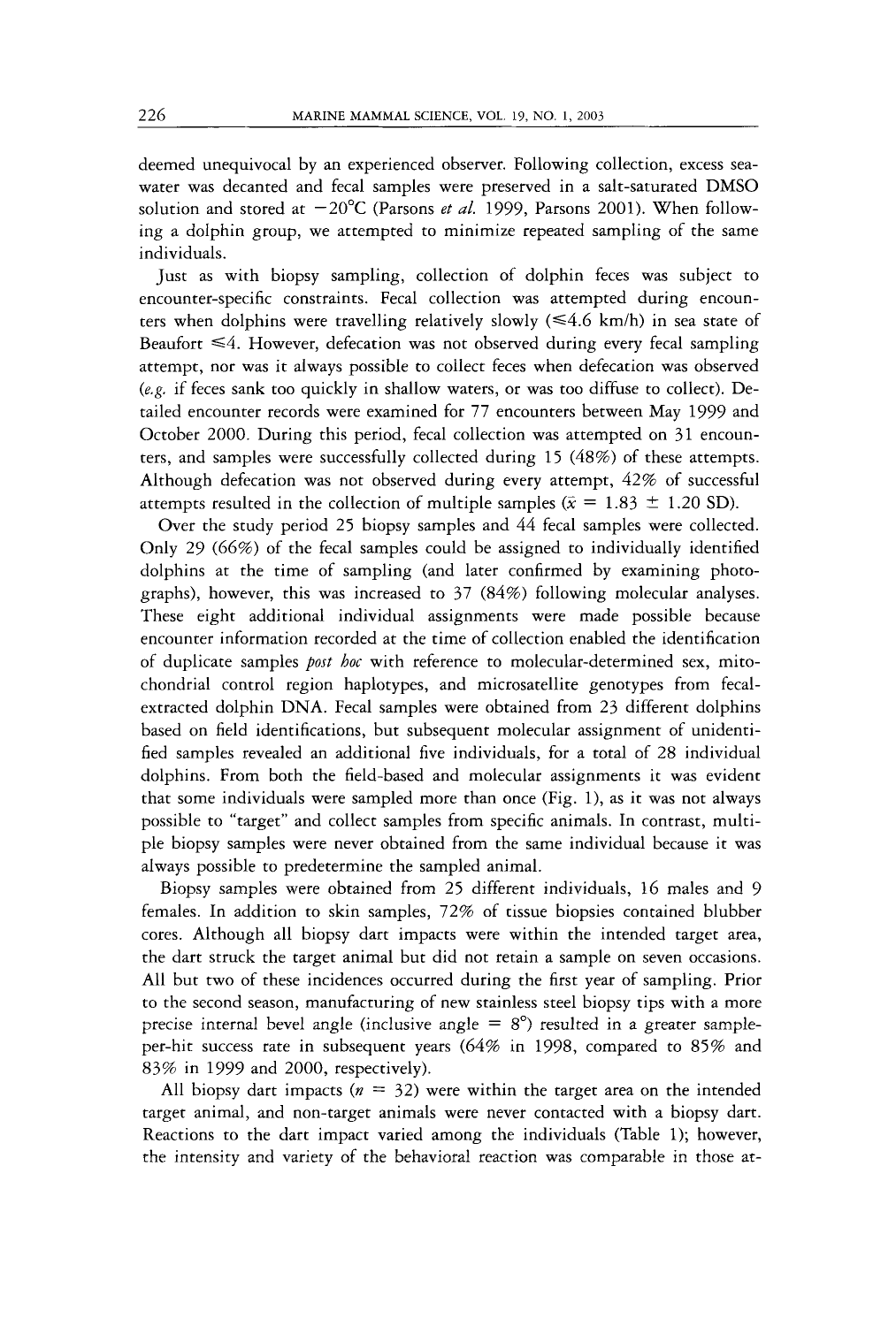deemed unequivocal by an experienced observer. Following collection, excess seawater was decanted and fecal samples were preserved in a salt-saturated DMSO solution and stored at $-20°C$ (Parsons *et al.* 1999, Parsons 2001). When following a dolphin group, we attempted to minimize repeated sampling of the same individuals.

Just as with biopsy sampling, collection of dolphin feces was subject to encounter-specific constraints. Fecal collection was attempted during encounters when dolphins were travelling relatively slowly (≤4.6 km/h) in sea state of Beaufort ≤4. However, defecation was not observed during every fecal sampling attempt, nor was it always possible to collect feces when defecation was observed (*e.g.* if feces sank too quickly in shallow waters, or was too diffuse to collect). Detailed encounter records were examined for 77 encounters between May 1999 and October 2000. During this period, fecal collection was attempted on 31 encounters, and samples were successfully collected during 15 (48%) of these attempts. Although defecation was not observed during every attempt, 42% of successful attempts resulted in the collection of multiple samples ($\bar{x}$ = 1.83 ± 1.20 SD).

Over the study period 25 biopsy samples and 44 fecal samples were collected. Only 29 (66%) of the fecal samples could be assigned to individually identified dolphins at the time of sampling (and later confirmed by examining photographs), however, this was increased to 37 (84%) following molecular analyses. These eight additional individual assignments were made possible because encounter information recorded at the time of collection enabled the identification of duplicate samples *post hoc* with reference to molecular-determined sex, mitochondrial control region haplotypes, and microsatellite genotypes from fecal-extracted dolphin DNA. Fecal samples were obtained from 23 different dolphins based on field identifications, but subsequent molecular assignment of unidentified samples revealed an additional five individuals, for a total of 28 individual dolphins. From both the field-based and molecular assignments it was evident that some individuals were sampled more than once (Fig. 1), as it was not always possible to "target" and collect samples from specific animals. In contrast, multiple biopsy samples were never obtained from the same individual because it was always possible to predetermine the sampled animal.

Biopsy samples were obtained from 25 different individuals, 16 males and 9 females. In addition to skin samples, 72% of tissue biopsies contained blubber cores. Although all biopsy dart impacts were within the intended target area, the dart struck the target animal but did not retain a sample on seven occasions. All but two of these incidences occurred during the first year of sampling. Prior to the second season, manufacturing of new stainless steel biopsy tips with a more precise internal bevel angle (inclusive angle = 8°) resulted in a greater sample-per-hit success rate in subsequent years (64% in 1998, compared to 85% and 83% in 1999 and 2000, respectively).

All biopsy dart impacts ($n$ = 32) were within the target area on the intended target animal, and non-target animals were never contacted with a biopsy dart. Reactions to the dart impact varied among the individuals (Table 1); however, the intensity and variety of the behavioral reaction was comparable in those at-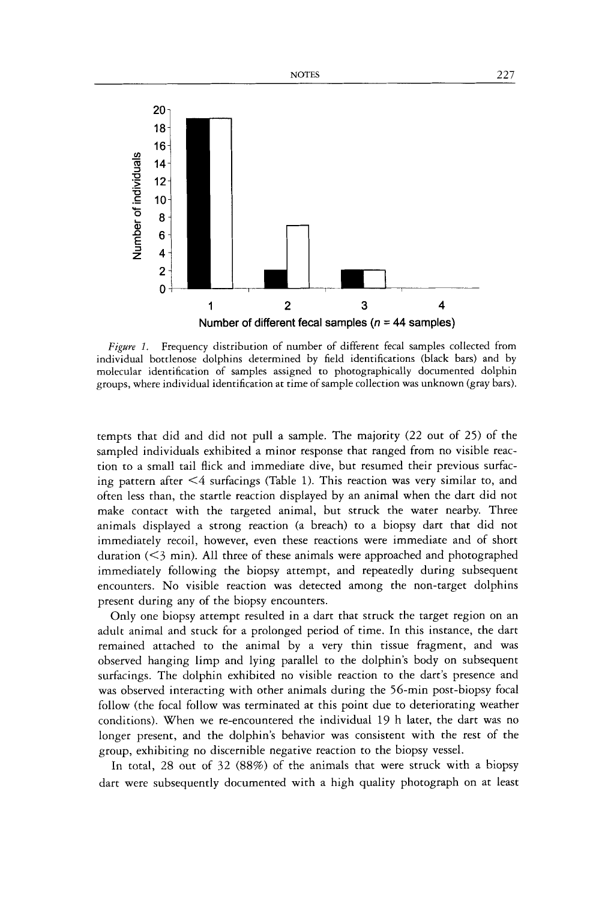*Figure 1.* Frequency distribution of number of different fecal samples collected from individual bottlenose dolphins determined by field identifications (black bars) and by molecular identification of samples assigned to photographically documented dolphin groups, where individual identification at time of sample collection was unknown (gray bars).

tempts that did and did not pull a sample. The majority (22 out of 25) of the sampled individuals exhibited a minor response that ranged from no visible reaction to a small tail flick and immediate dive, but resumed their previous surfacing pattern after <4 surfacings (Table 1). This reaction was very similar to, and often less than, the startle reaction displayed by an animal when the dart did not make contact with the targeted animal, but struck the water nearby. Three animals displayed a strong reaction (a breach) to a biopsy dart that did not immediately recoil, however, even these reactions were immediate and of short duration (<3 min). All three of these animals were approached and photographed immediately following the biopsy attempt, and repeatedly during subsequent encounters. No visible reaction was detected among the non-target dolphins present during any of the biopsy encounters.

Only one biopsy attempt resulted in a dart that struck the target region on an adult animal and stuck for a prolonged period of time. In this instance, the dart remained attached to the animal by a very thin tissue fragment, and was observed hanging limp and lying parallel to the dolphin's body on subsequent surfacings. The dolphin exhibited no visible reaction to the dart's presence and was observed interacting with other animals during the 56-min post-biopsy focal follow (the focal follow was terminated at this point due to deteriorating weather conditions). When we re-encountered the individual 19 h later, the dart was no longer present, and the dolphin's behavior was consistent with the rest of the group, exhibiting no discernible negative reaction to the biopsy vessel.

In total, 28 out of 32 (88%) of the animals that were struck with a biopsy dart were subsequently documented with a high quality photograph on at least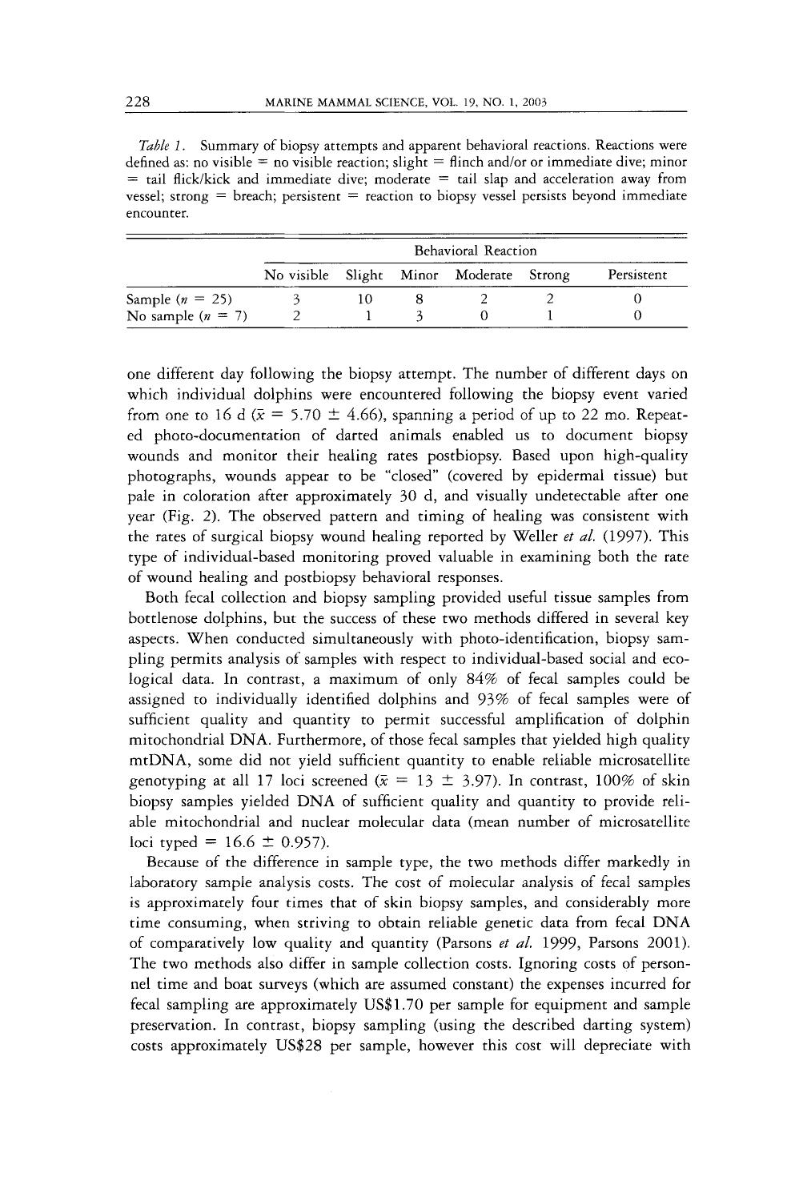*Table 1.* Summary of biopsy attempts and apparent behavioral reactions. Reactions were defined as: no visible = no visible reaction; slight = flinch and/or or immediate dive; minor = tail flick/kick and immediate dive; moderate = tail slap and acceleration away from vessel; strong = breach; persistent = reaction to biopsy vessel persists beyond immediate encounter.

| | Behavioral Reaction | | | | | |
|---|---|---|---|---|---|---|
| | No visible | Slight | Minor | Moderate | Strong | Persistent |
| Sample ($n$ = 25) | 3 | 10 | 8 | 2 | 2 | 0 |
| No sample ($n$ = 7) | 2 | 1 | 3 | 0 | 1 | 0 |

one different day following the biopsy attempt. The number of different days on which individual dolphins were encountered following the biopsy event varied from one to 16 d ($\bar{x}$ = 5.70 ± 4.66), spanning a period of up to 22 mo. Repeated photo-documentation of darted animals enabled us to document biopsy wounds and monitor their healing rates postbiopsy. Based upon high-quality photographs, wounds appear to be "closed" (covered by epidermal tissue) but pale in coloration after approximately 30 d, and visually undetectable after one year (Fig. 2). The observed pattern and timing of healing was consistent with the rates of surgical biopsy wound healing reported by Weller *et al.* (1997). This type of individual-based monitoring proved valuable in examining both the rate of wound healing and postbiopsy behavioral responses.

Both fecal collection and biopsy sampling provided useful tissue samples from bottlenose dolphins, but the success of these two methods differed in several key aspects. When conducted simultaneously with photo-identification, biopsy sampling permits analysis of samples with respect to individual-based social and ecological data. In contrast, a maximum of only 84% of fecal samples could be assigned to individually identified dolphins and 93% of fecal samples were of sufficient quality and quantity to permit successful amplification of dolphin mitochondrial DNA. Furthermore, of those fecal samples that yielded high quality mtDNA, some did not yield sufficient quantity to enable reliable microsatellite genotyping at all 17 loci screened ($\bar{x}$ = 13 ± 3.97). In contrast, 100% of skin biopsy samples yielded DNA of sufficient quality and quantity to provide reliable mitochondrial and nuclear molecular data (mean number of microsatellite loci typed = 16.6 ± 0.957).

Because of the difference in sample type, the two methods differ markedly in laboratory sample analysis costs. The cost of molecular analysis of fecal samples is approximately four times that of skin biopsy samples, and considerably more time consuming, when striving to obtain reliable genetic data from fecal DNA of comparatively low quality and quantity (Parsons *et al.* 1999, Parsons 2001). The two methods also differ in sample collection costs. Ignoring costs of personnel time and boat surveys (which are assumed constant) the expenses incurred for fecal sampling are approximately US$1.70 per sample for equipment and sample preservation. In contrast, biopsy sampling (using the described darting system) costs approximately US$28 per sample, however this cost will depreciate with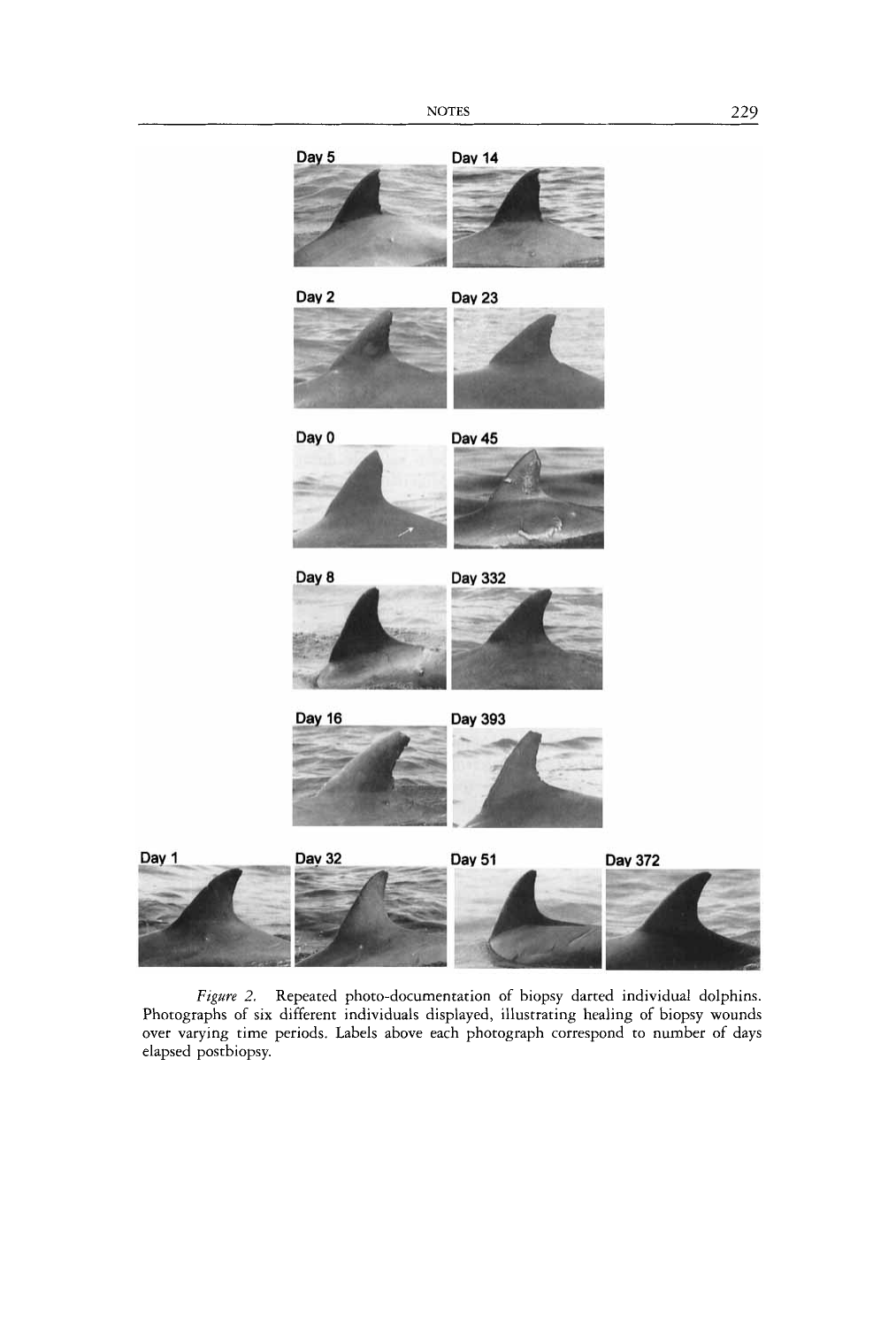Day 5 Day 14

Day 2 Day 23

Day 0 Day 45

Day 8 Day 332

Day 16 Day 393

Day 1 Day 32 Day 51 Day 372

*Figure 2.* Repeated photo-documentation of biopsy darted individual dolphins. Photographs of six different individuals displayed, illustrating healing of biopsy wounds over varying time periods. Labels above each photograph correspond to number of days elapsed postbiopsy.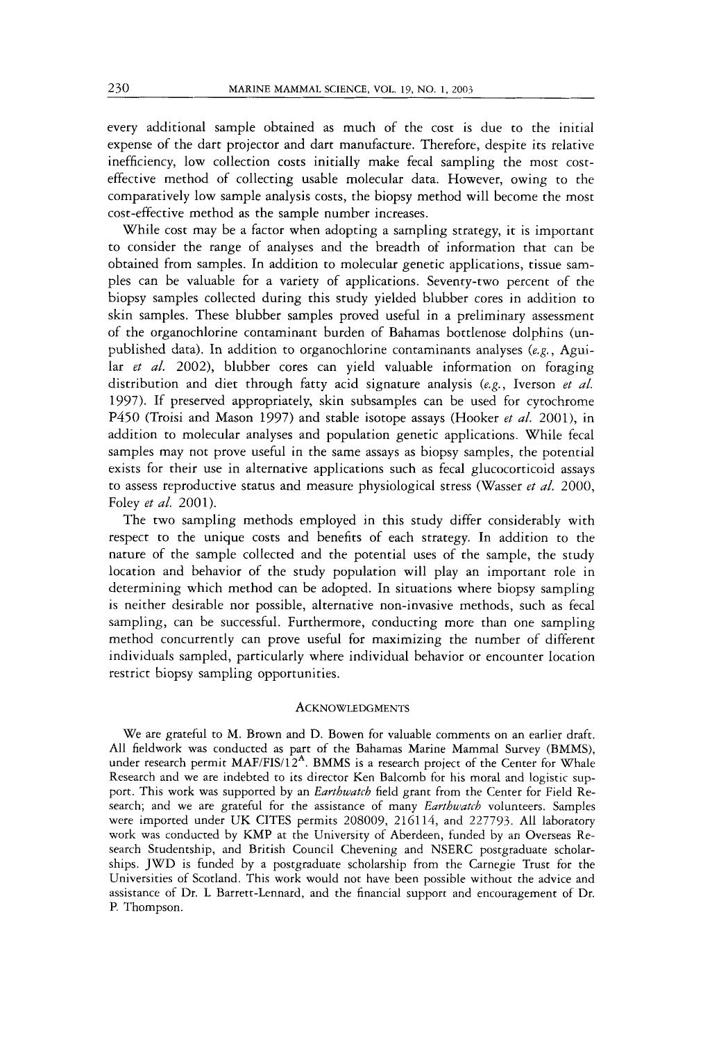every additional sample obtained as much of the cost is due to the initial expense of the dart projector and dart manufacture. Therefore, despite its relative inefficiency, low collection costs initially make fecal sampling the most cost-effective method of collecting usable molecular data. However, owing to the comparatively low sample analysis costs, the biopsy method will become the most cost-effective method as the sample number increases.

While cost may be a factor when adopting a sampling strategy, it is important to consider the range of analyses and the breadth of information that can be obtained from samples. In addition to molecular genetic applications, tissue samples can be valuable for a variety of applications. Seventy-two percent of the biopsy samples collected during this study yielded blubber cores in addition to skin samples. These blubber samples proved useful in a preliminary assessment of the organochlorine contaminant burden of Bahamas bottlenose dolphins (unpublished data). In addition to organochlorine contaminants analyses (*e.g.*, Aguilar *et al.* 2002), blubber cores can yield valuable information on foraging distribution and diet through fatty acid signature analysis (*e.g.*, Iverson *et al.* 1997). If preserved appropriately, skin subsamples can be used for cytochrome P450 (Troisi and Mason 1997) and stable isotope assays (Hooker *et al.* 2001), in addition to molecular analyses and population genetic applications. While fecal samples may not prove useful in the same assays as biopsy samples, the potential exists for their use in alternative applications such as fecal glucocorticoid assays to assess reproductive status and measure physiological stress (Wasser *et al.* 2000, Foley *et al.* 2001).

The two sampling methods employed in this study differ considerably with respect to the unique costs and benefits of each strategy. In addition to the nature of the sample collected and the potential uses of the sample, the study location and behavior of the study population will play an important role in determining which method can be adopted. In situations where biopsy sampling is neither desirable nor possible, alternative non-invasive methods, such as fecal sampling, can be successful. Furthermore, conducting more than one sampling method concurrently can prove useful for maximizing the number of different individuals sampled, particularly where individual behavior or encounter location restrict biopsy sampling opportunities.

## Acknowledgments

We are grateful to M. Brown and D. Bowen for valuable comments on an earlier draft. All fieldwork was conducted as part of the Bahamas Marine Mammal Survey (BMMS), under research permit MAF/FIS/12$^{A}$. BMMS is a research project of the Center for Whale Research and we are indebted to its director Ken Balcomb for his moral and logistic support. This work was supported by an *Earthwatch* field grant from the Center for Field Research; and we are grateful for the assistance of many *Earthwatch* volunteers. Samples were imported under UK CITES permits 208009, 216114, and 227793. All laboratory work was conducted by KMP at the University of Aberdeen, funded by an Overseas Research Studentship, and British Council Chevening and NSERC postgraduate scholarships. JWD is funded by a postgraduate scholarship from the Carnegie Trust for the Universities of Scotland. This work would not have been possible without the advice and assistance of Dr. L Barrett-Lennard, and the financial support and encouragement of Dr. P. Thompson.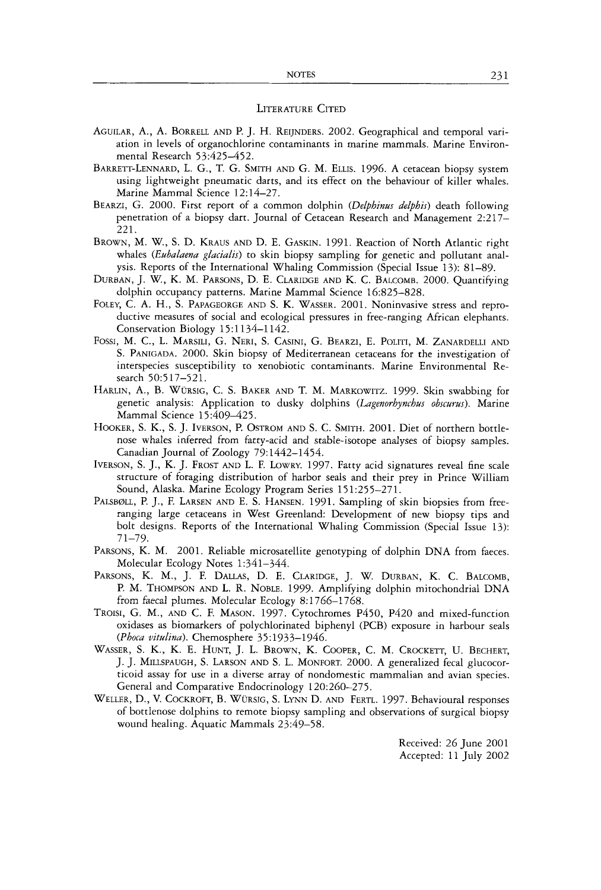## Literature Cited

Aguilar, A., A. Borrell and P. J. H. Reijnders. 2002. Geographical and temporal variation in levels of organochlorine contaminants in marine mammals. Marine Environmental Research 53:425–452.

Barrett-Lennard, L. G., T. G. Smith and G. M. Ellis. 1996. A cetacean biopsy system using lightweight pneumatic darts, and its effect on the behaviour of killer whales. Marine Mammal Science 12:14–27.

Bearzi, G. 2000. First report of a common dolphin (*Delphinus delphis*) death following penetration of a biopsy dart. Journal of Cetacean Research and Management 2:217–221.

Brown, M. W., S. D. Kraus and D. E. Gaskin. 1991. Reaction of North Atlantic right whales (*Eubalaena glacialis*) to skin biopsy sampling for genetic and pollutant analysis. Reports of the International Whaling Commission (Special Issue 13): 81–89.

Durban, J. W., K. M. Parsons, D. E. Claridge and K. C. Balcomb. 2000. Quantifying dolphin occupancy patterns. Marine Mammal Science 16:825–828.

Foley, C. A. H., S. Papageorge and S. K. Wasser. 2001. Noninvasive stress and reproductive measures of social and ecological pressures in free-ranging African elephants. Conservation Biology 15:1134–1142.

Fossi, M. C., L. Marsili, G. Neri, S. Casini, G. Bearzi, E. Politi, M. Zanardelli and S. Panigada. 2000. Skin biopsy of Mediterranean cetaceans for the investigation of interspecies susceptibility to xenobiotic contaminants. Marine Environmental Research 50:517–521.

Harlin, A., B. Würsig, C. S. Baker and T. M. Markowitz. 1999. Skin swabbing for genetic analysis: Application to dusky dolphins (*Lagenorhynchus obscurus*). Marine Mammal Science 15:409–425.

Hooker, S. K., S. J. Iverson, P. Ostrom and S. C. Smith. 2001. Diet of northern bottlenose whales inferred from fatty-acid and stable-isotope analyses of biopsy samples. Canadian Journal of Zoology 79:1442–1454.

Iverson, S. J., K. J. Frost and L. F. Lowry. 1997. Fatty acid signatures reveal fine scale structure of foraging distribution of harbor seals and their prey in Prince William Sound, Alaska. Marine Ecology Program Series 151:255–271.

Palsbøll, P. J., F. Larsen and E. S. Hansen. 1991. Sampling of skin biopsies from free-ranging large cetaceans in West Greenland: Development of new biopsy tips and bolt designs. Reports of the International Whaling Commission (Special Issue 13): 71–79.

Parsons, K. M. 2001. Reliable microsatellite genotyping of dolphin DNA from faeces. Molecular Ecology Notes 1:341–344.

Parsons, K. M., J. F. Dallas, D. E. Claridge, J. W. Durban, K. C. Balcomb, P. M. Thompson and L. R. Noble. 1999. Amplifying dolphin mitochondrial DNA from faecal plumes. Molecular Ecology 8:1766–1768.

Troisi, G. M., and C. F. Mason. 1997. Cytochromes P450, P420 and mixed-function oxidases as biomarkers of polychlorinated biphenyl (PCB) exposure in harbour seals (*Phoca vitulina*). Chemosphere 35:1933–1946.

Wasser, S. K., K. E. Hunt, J. L. Brown, K. Cooper, C. M. Crockett, U. Bechert, J. J. Millspaugh, S. Larson and S. L. Monfort. 2000. A generalized fecal glucocorticoid assay for use in a diverse array of nondomestic mammalian and avian species. General and Comparative Endocrinology 120:260–275.

Weller, D., V. Cockroft, B. Würsig, S. Lynn D. and Fertl. 1997. Behavioural responses of bottlenose dolphins to remote biopsy sampling and observations of surgical biopsy wound healing. Aquatic Mammals 23:49–58.

Received: 26 June 2001
Accepted: 11 July 2002